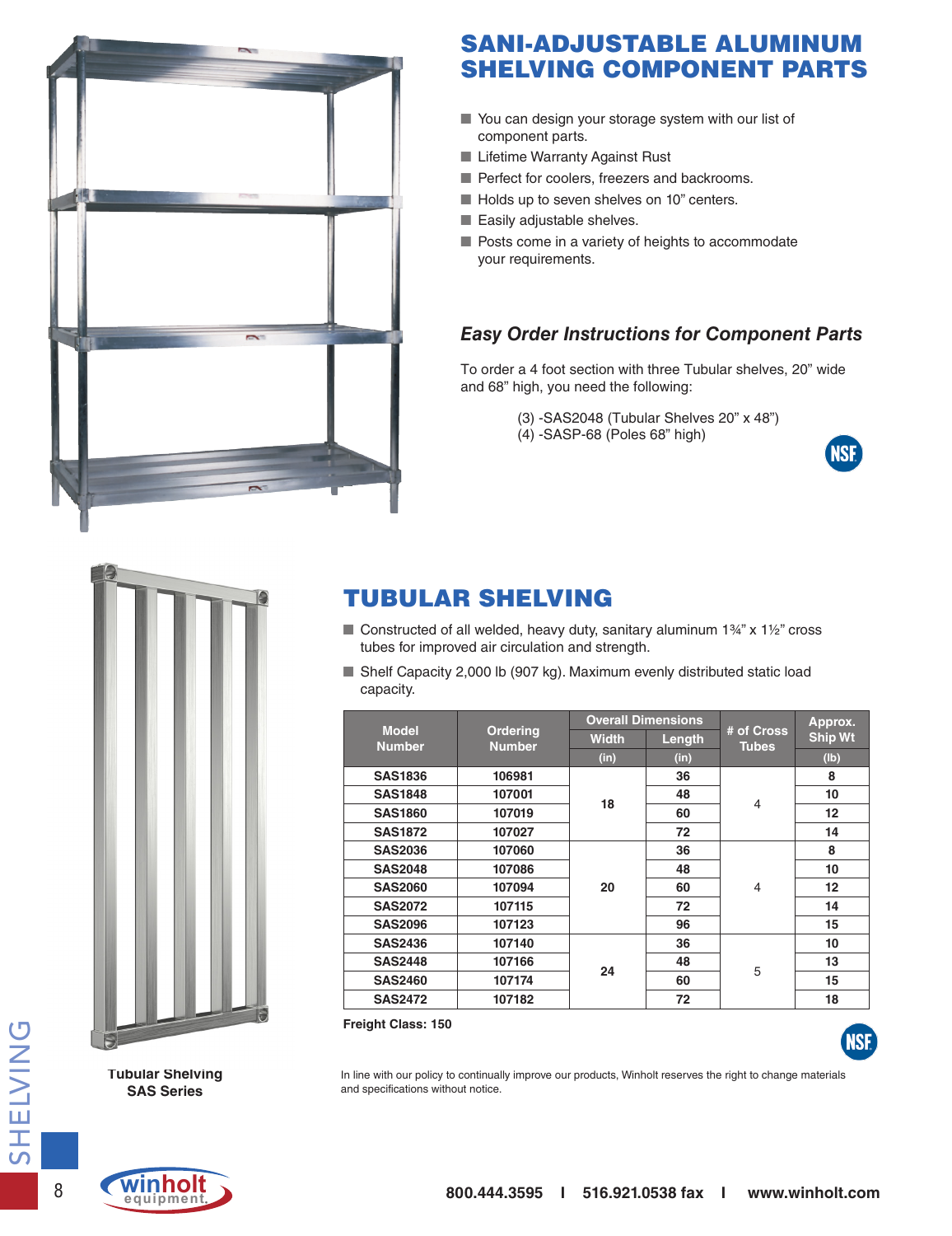# SANI-ADJUSTABLE ALUMINUM SHELVING COMPONENT PARTS

- You can design your storage system with our list of component parts.
- Lifetime Warranty Against Rust
- Perfect for coolers, freezers and backrooms.
- Holds up to seven shelves on 10" centers.
- Easily adjustable shelves.
- Posts come in a variety of heights to accommodate your requirements.

### *Easy Order Instructions for Component Parts*

To order a 4 foot section with three Tubular shelves, 20" wide and 68" high, you need the following:

(3) -SAS2048 (Tubular Shelves 20" x 48")
(4) -SASP-68 (Poles 68" high)

# TUBULAR SHELVING

- Constructed of all welded, heavy duty, sanitary aluminum 1¾" x 1½" cross tubes for improved air circulation and strength.
- Shelf Capacity 2,000 lb (907 kg). Maximum evenly distributed static load capacity.

| Model Number | Ordering Number | Overall Dimensions | | # of Cross Tubes | Approx. Ship Wt |
|---|---|---|---|---|---|
| | | Width (in) | Length (in) | | (lb) |
| SAS1836 | 106981 | 18 | 36 | 4 | 8 |
| SAS1848 | 107001 | 18 | 48 | 4 | 10 |
| SAS1860 | 107019 | 18 | 60 | 4 | 12 |
| SAS1872 | 107027 | 18 | 72 | 4 | 14 |
| SAS2036 | 107060 | 20 | 36 | 4 | 8 |
| SAS2048 | 107086 | 20 | 48 | 4 | 10 |
| SAS2060 | 107094 | 20 | 60 | 4 | 12 |
| SAS2072 | 107115 | 20 | 72 | 4 | 14 |
| SAS2096 | 107123 | 20 | 96 | 4 | 15 |
| SAS2436 | 107140 | 24 | 36 | 5 | 10 |
| SAS2448 | 107166 | 24 | 48 | 5 | 13 |
| SAS2460 | 107174 | 24 | 60 | 5 | 15 |
| SAS2472 | 107182 | 24 | 72 | 5 | 18 |

**Freight Class: 150**

**Tubular Shelving SAS Series**

In line with our policy to continually improve our products, Winholt reserves the right to change materials and specifications without notice.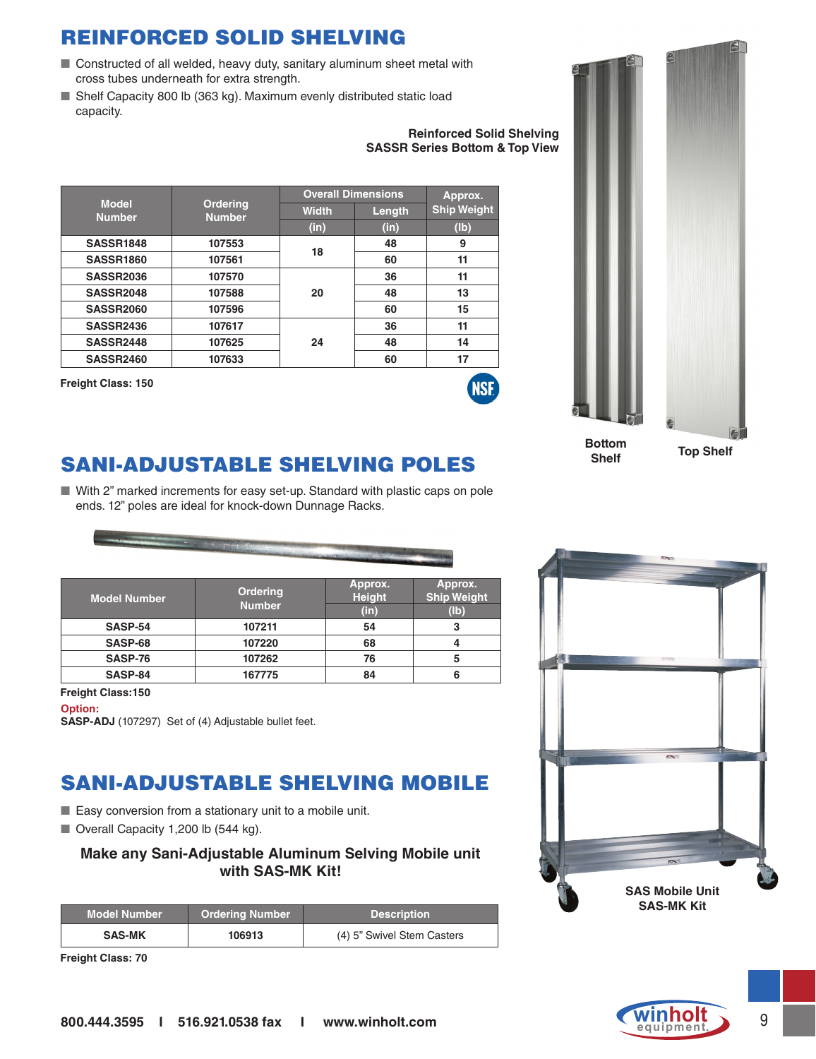# REINFORCED SOLID SHELVING

- Constructed of all welded, heavy duty, sanitary aluminum sheet metal with cross tubes underneath for extra strength.
- Shelf Capacity 800 lb (363 kg). Maximum evenly distributed static load capacity.

**Reinforced Solid Shelving**
**SASSR Series Bottom & Top View**

| Model Number | Ordering Number | Overall Dimensions | | Approx. Ship Weight |
|---|---|---|---|---|
| | | Width (in) | Length (in) | (lb) |
| SASSR1848 | 107553 | 18 | 48 | 9 |
| SASSR1860 | 107561 | | 60 | 11 |
| SASSR2036 | 107570 | 20 | 36 | 11 |
| SASSR2048 | 107588 | | 48 | 13 |
| SASSR2060 | 107596 | | 60 | 15 |
| SASSR2436 | 107617 | 24 | 36 | 11 |
| SASSR2448 | 107625 | | 48 | 14 |
| SASSR2460 | 107633 | | 60 | 17 |

**Freight Class: 150**

NSF

**Bottom Shelf**

**Top Shelf**

# SANI-ADJUSTABLE SHELVING POLES

- With 2" marked increments for easy set-up. Standard with plastic caps on pole ends. 12" poles are ideal for knock-down Dunnage Racks.

| Model Number | Ordering Number | Approx. Height (in) | Approx. Ship Weight (lb) |
|---|---|---|---|
| SASP-54 | 107211 | 54 | 3 |
| SASP-68 | 107220 | 68 | 4 |
| SASP-76 | 107262 | 76 | 5 |
| SASP-84 | 167775 | 84 | 6 |

**Freight Class:150**

**Option:**
**SASP-ADJ** (107297) Set of (4) Adjustable bullet feet.

# SANI-ADJUSTABLE SHELVING MOBILE

- Easy conversion from a stationary unit to a mobile unit.
- Overall Capacity 1,200 lb (544 kg).

**Make any Sani-Adjustable Aluminum Selving Mobile unit with SAS-MK Kit!**

| Model Number | Ordering Number | Description |
|---|---|---|
| SAS-MK | 106913 | (4) 5" Swivel Stem Casters |

**Freight Class: 70**

**SAS Mobile Unit**
**SAS-MK Kit**

800.444.3595 I 516.921.0538 fax I www.winholt.com

winholt equipment